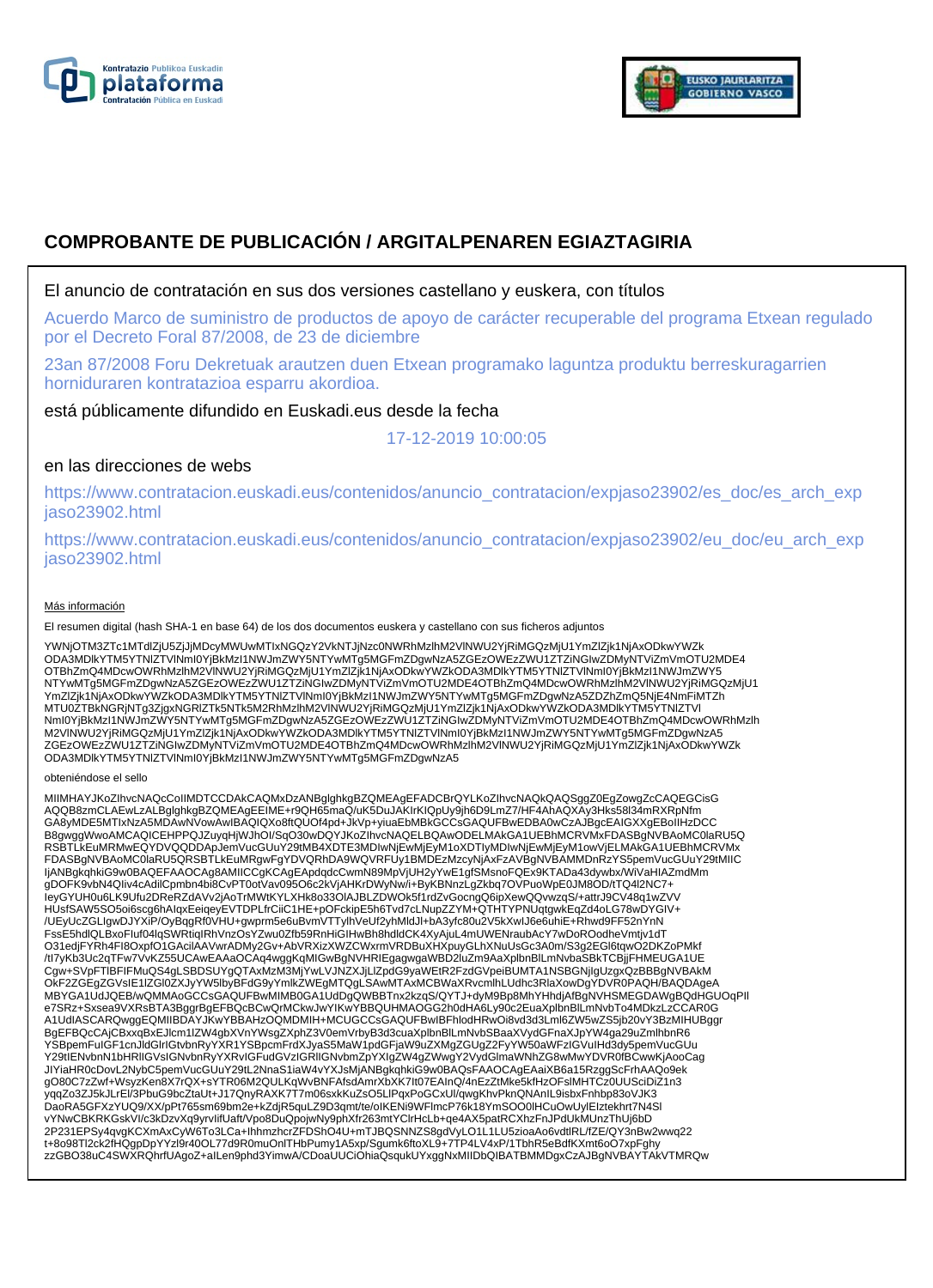# COMPROBANTE DE PUBLICACIÓN / ARGITALPENAREN EGIAZTAGIRIA

El anuncio de contratación en sus dos versiones castellano y euskera, con títulos

Acuerdo Marco de suministro de productos de apoyo de carácter recuperable del programa Etxean regulado por el Decreto Foral 87/2008, de 23 de diciembre

23an 87/2008 Foru Dekretuak arautzen duen Etxean programako laguntza produktu berreskuragarrien horniduraren kontratazioa esparru akordioa.

está públicamente difundido en Euskadi.eus desde la fecha

17-12-2019 10:00:05

en las direcciones de webs

https://www.contratacion.euskadi.eus/contenidos/anuncio_contratacion/expjaso23902/es_doc/es_arch_expjaso23902.html

https://www.contratacion.euskadi.eus/contenidos/anuncio_contratacion/expjaso23902/eu_doc/eu_arch_expjaso23902.html

Más información

El resumen digital (hash SHA-1 en base 64) de los dos documentos euskera y castellano con sus ficheros adjuntos

YWNjOTM3ZTc1MTdlZjU5ZjJjMDcyMWUwMTIxNGQzY2VkNTJjNzc0NWRhMzlhM2VlNWU2YjRiMGQzMjU1YmZlZjk1NjAxODkwYWZkODA3MDlkYTM5YTNlZTVlNmI0YjBkMzI1NWJmZWY5NTYwMTg5MGFmZDgwNzA5ZGEzOWEzZWU1ZTZiNGIwZDMyNTViZmVmOTU2MDE4OTBhZmQ4MDcwOWRhMzlhM2VlNWU2YjRiMGQzMjU1YmZlZjk1NjAxODkwYWZkODA3MDlkYTM5YTNlZTVlNmI0YjBkMzI1NWJmZWY5NTYwMTg5MGFmZDgwNzA5ZGEzOWEzZWU1ZTZiNGIwZDMyNTViZmVmOTU2MDE4OTBhZmQ4MDcwOWRhMzlhM2VlNWU2YjRiMGQzMjU1YmZlZjk1NjAxODkwYWZkODA3MDlkYTM5YTNlZTVlNmI0YjBkMzI1NWJmZWY5NTYwMTg5MGFmZDgwNzA5ZDZhZmQ5NjE4NmFiMTZhMTU0ZTBkNGRjNTg3ZjgxNGRlZTk5NTk5M2RhMzlhM2VlNWU2YjRiMGQzMjU1YmZlZjk1NjAxODkwYWZkODA3MDlkYTM5YTNlZTVlNmI0YjBkMzI1NWJmZWY5NTYwMTg5MGFmZDgwNzA5ZGEzOWEzZWU1ZTZiNGIwZDMyNTViZmVmOTU2MDE4OTBhZmQ4MDcwOWRhMzlhM2VlNWU2YjRiMGQzMjU1YmZlZjk1NjAxODkwYWZkODA3MDlkYTM5YTNlZTVlNmI0YjBkMzI1NWJmZWY5NTYwMTg5MGFmZDgwNzA5ZGEzOWEzZWU1ZTZiNGIwZDMyNTViZmVmOTU2MDE4OTBhZmQ4MDcwOWRhMzlhM2VlNWU2YjRiMGQzMjU1YmZlZjk1NjAxODkwYWZkODA3MDlkYTM5YTNlZTVlNmI0YjBkMzI1NWJmZWY5NTYwMTg5MGFmZDgwNzA5

obteniéndose el sello

MIIMHAYJKoZIhvcNAQcCoIIMDTCCDAkCAQMxDzANBglghkgBZQMEAgEFADCBrQYLKoZIhvcNAQkQAQSggZ0EgZowgZcCAQEGCisGAQQB8zmCLAEwLzALBglghkgBZQMEAgEEIME+r9QH65maQ/uK5DuJAKIrKIQpUy9jh6D9LmZ7/HF4AhAQXAy3Hks58l34mRXRpNfmGA8yMDE5MTIxNzA5MDAwNVowAwIBAQIQXo8ftQUOf4pd+JkVp+yiuaEbMBkGCCsGAQUFBwEDBA0wCzAJBgcEAIGXXgEBoIIHzDCCB8gwggWwoAMCAQICEHPPQJZuyqHjWJhOI/SqO30wDQYJKoZIhvcNAQELBQAwODELMAkGA1UEBhMCRVMxFDASBgNVBAoMC0laRU5QRSBTLkEuMRMwEQYDVQQDDApJemVucGUuY29tMB4XDTE3MDIwNjEwMjEyM1oXDTIyMDIwNjEwMjEyM1owVjELMAkGA1UEBhMCRVMxFDASBgNVBAoMC0laRU5QRSBTLkEuMRgwFgYDVQRhDA9WQVRFUy1BMDEzMzcyNjAxFzAVBgNVBAMMDnRzYS5pemVucGUuY29tMIICIjANBgkqhkiG9w0BAQEFAAOCAg8AMIICCgKCAgEApdqdcCwmN89MpVjUH2yYwE1gfSMsnoFQEx9KTADa43dywbx/WiVaHIAZmdMmgDOFK9vbN4QIiv4cAdilCpmbn4bi8CvPT0otVav095O6c2kVjAHKrDWyNw/i+ByKBNnzLgZkbq7OVPuoWpE0JM8OD/tTQ4l2NC7+IeyGYUH0u6LK9Ufu2DReRZdAVv2jAoTrMWtKYLXHk8o33OlAJBLZDWOk5f1rdZvGocngQ6ipXewQQvwzqS/+attrJ9CV48q1wZVVHUsfSAW5SO5oi6scg6hAlqxEeiqeyEVTDPLfrCiiC1HE+pOFckipE5h6Tvd7cLNupZZYM+QTHTYPNUqtgwkEqZd4oLG78wDYGIV+/UEyUcZGLlgwDJYXiP/OyBqgRf0VHU+gwprm5e6uBvmVTTylhVeUf2yhMldJl+bA3yfc80u2V5kXwlJ6e6uhiE+Rhwd9FF52nYnNFssE5hdlQLBxoFluf04lqSWRtiqlRhVnzOsYZwu0Zfb59RnHiGlHwBh8hdldCK4XyAjuL4mUWENraubAcY7wDoROodheVmtjv1dTO31edjFYRh4FI8OxpfO1GAcilAAVwrADMy2Gv+AbVRXizXWZCWxrmVRDBuXHXpuyGLhXNuUsGc3A0m/S3g2EGl6tqwO2DKZoPMkf/tI7yKb3Uc2qTFw7VvKZ55UCAwEAAaOCAq4wggKqMIGwBgNVHRIEgagwgaWBD2luZm9AaXplbnBlLmNvbaSBkTCBjjFHMEUGA1UECgw+SVpFTlBFIFMuQS4gLSBDSUYgQTAxMzM3MjYwLVJNZXJjLlZpdG9yaWEtR2FzdGVpeiBUMTA1NSBGNjIgUzgxQzBBBgNVBAkMOkF2ZGEgZGVsIE1lZGl0ZXJyYW5lbyBFdG9yYmlkZWEgMTQgLSAwMTAxMCBWaXRvcmlhLUdhc3RlaXowDgYDVR0PAQH/BAQDAgeAMBYGA1UdJQEB/wQMMAoGCCsGAQUFBwMIMB0GA1UdDgQWBBTnx2kzqS/QYTJ+dyM9Bp8MhYHhdjAfBgNVHSMEGDAWgBQdHGUOqPlIe7SRz+Sxsea9VXRsBTA3BggrBgEFBQcBCwQrMCkwJwYIKwYBBQUHMAOGG2h0dHA6Ly90c2EuaXplbnBlLmNvbTo4MDkzLzCCAR0GA1UdIASCARQwggEQMIIBDAYJKwYBBAHzOQMDMIH+MCUGCCsGAQUFBwIBFhlodHRwOi8vd3d3Lml6ZW5wZS5jb20vY3BzMIHUBggrBgEFBQcCAjCBxxqBxEJlcm1lZW4gbXVnYWsgZXphZ3V0emVrbyB3d3cuaXplbnBlLmNvbSBaaXVydGFnaXJpYW4ga29uZmlhbnR6YSBpemFuIGF1cnJldGlrIGtvbnRyYXR1YSBpcmFrdXJyaS5MaW1pdGFjaW9uZXMgZGUgZ2FyYW50aWFzIGVuIHd3dy5pemVucGUuY29tIENvbnN1bHRlIGVsIGNvbnRyYXRvIGFudGVzIGRlIGNvbmZpYXIgZW4gZWwgY2VydGlmaWNhZG8wMwYDVR0fBCwwKjAooCagJIYiaHR0cDovL2NybC5pemVucGUuY29tL2NnaS1iaW4vYXJsMjANBgkqhkiG9w0BAQsFAAOCAgEAaiXB6a15RzggScFrhAAQo9ekgO80C7zZwf+WsyzKen8X7rQX+sYTR06M2QULKqWvBNFAfsdAmrXbXK7It07EAInQ/4nEzZtMke5kfHzOFslMHTCz0UUSciDiZ1n3yqqZo3ZJ5kJLrEl/3PbuG9bcZtaUt+J17QnyRAXK7T7m06sxkKuZsO5LlPqxPoGCxUl/qwgKhvPknQNAnIL9isbxFnhbp83oVJK3DaoRA5GFXzYUQ9/XX/pPt765sm69bm2e+kZdjR5quLZ9D3qmt/te/oIKENi9WFlmcP76k18YmSOO0lHCuOwUylEIztekhrt7N4SIvYNwCBKRKGskVI/c3kDzvXq9yrvlifUaft/Vpo8DuQpojwNy9phXfr263mtYClrHcLb+qe4AX5patRCXhzFnJPdUkMUnzThUj6bD2P231EPSy4qvgKCXmAxCyW6To3LCa+IhhmzhcrZFDShO4U+mTJBQSNNZS8gdVyLO1L1LU5zioaAo6vdtlRL/fZE/QY3nBw2wwq22t+8o98Tl2ck2fHQgpDpYYzI9r40OL77d9R0muOnlTHbPumy1A5xp/Sgumk6ftoXL9+7TP4LV4xP/1TbhR5eBdfKXmt6oO7xpFghyzzGBO38uC4SWXRQhrfUAgoZ+aILen9phd3YimwA/CDoaUUCiOhiaQsqukUYxggNxMIIDbQIBATBMMDgxCzAJBgNVBAYTAkVTMRQw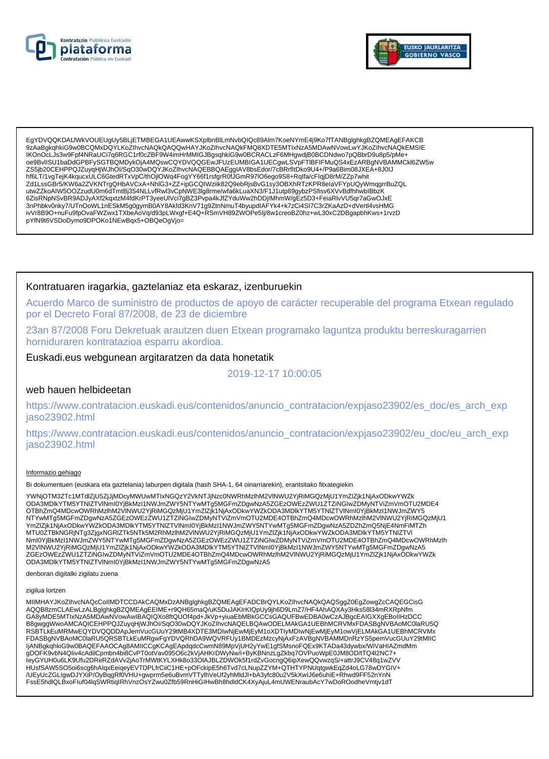EgYDVQQKDAtJWkVOUEUgUy5BLjETMBEGA1UEAwwKSXplbnBlLmNvbQIQc89Alm7KoeNYmE4j9Ko7fTANBglghkgBZQMEAgEFAKCB
9zAaBgkqhkiG9w0BCQMxDQYLKoZIhvcNAQkQAQQwHAYJKoZIhvcNAQkFMQ8XDTE5MTIxNzA5MDAwNVowLwYJKoZIhvcNAQkEMSIE
IKOnOcLJs3w9Fpf4NRaUCi7q6RGC1rf0cZBF9W4imHrMMIGJBgsqhkiG9w0BCRACLzF6MHgwdjB0BCDNdwo7pQBbrD9u8p5/pMe+
oe9BvlISU1baDdGPBFySGTBQMDykOjA4MQswCQYDVQQGEwJFUzEUMBIGA1UECgwLSVpFTlBFIFMuQS4xEzARBgNVBAMMCkl6ZW5w
ZS5jb20CEHPPQJZuyqHjWJhOI/SqO30wDQYJKoZIhvcNAQEBBQAEggIAV8bsEdor/7cBRrfItDko9U4+/P9a6Bim08JXEA+8J0IJ
hf6LT/1vgTejK4kqucxULC6GtedRTxVpC/thOjlOWq4FogYY66f1rsfgrR0fJGmR97lO6ego9S8+Rqlfa/cFlqjD8rM/ZZp7whit
Zd1LssGBr5/KW6a2ZVKNTrgQHbAVCxA+NhlG3+ZZ+ipGCQlWziik82Q9ebRjsBvG1sy3OBXhRTzKPR8elaVFYpUQyWmqgrrBuZQL
utwZZkoAIW5OOZzudU0m6dTmtBj354NLLvfRwl3vCpNWE3lg8rme/wfa6kLuaXN3/F1J1utp89gybzPSfisv6XVvBdfhhwbIBbzK
6ZisRNpNSvBR9ADJyAXf2kqxtzM4fdKrPT3yeeUlVci7gBZ3Pvpa4kJfZYduWw2hDDjlMhmW/gEz5D3+FeiaRlvVU5qr7aGwOJxE
3nPhbkv0nky7/UTnOoWL1nESkM5g0gymB0AY8Akfd3KnV71g9ZtnNmuT4byupdIAFYk4+k7zCi4SI7C3rZKaAzD+dVertl4vsHMG
ivVr8B9O+nuFu9fpOvaFWZwx1TXbeAoVq/d93pLWxgf+E4Q+RSmVH89ZWOPe5lj/8w1creoBZ0hz+wL30xC2DBgapbhKws+1rvzD
pYfN9t6VSDoDymo9DPOKo1NEwBqx5+OBQeOgVjo=

## Kontratuaren iragarkia, gaztelaniaz eta eskaraz, izenburuekin

Acuerdo Marco de suministro de productos de apoyo de carácter recuperable del programa Etxean regulado por el Decreto Foral 87/2008, de 23 de diciembre

23an 87/2008 Foru Dekretuak arautzen duen Etxean programako laguntza produktu berreskuragarrien horniduraren kontratazioa esparru akordioa.

## Euskadi.eus webgunean argitaratzen da data honetatik

2019-12-17 10:00:05

## web hauen helbideetan

https://www.contratacion.euskadi.eus/contenidos/anuncio_contratacion/expjaso23902/es_doc/es_arch_expjaso23902.html

https://www.contratacion.euskadi.eus/contenidos/anuncio_contratacion/expjaso23902/eu_doc/eu_arch_expjaso23902.html

Informazio gehiago

Bi dokumentuen (euskara eta gaztelania) laburpen digitala (hash SHA-1, 64 oinarriarekin), erantsitako fitxategiekin

YWNjOTM3ZTc1MTdlZjU5ZjJjMDcyMWUwMTIxNGQzY2VkNTJjNzc0NWRhMzlhM2VlNWU2YjRiMGQzMjU1YmZlZjk1NjAxODkwYWZk
ODA3MDlkYTM5YTNlZTVlNmI0YjBkMzI1NWJmZWY5NTYwMTg5MGFmZDgwNzA5ZGEzOWEzZWU1ZTZiNGIwZDMyNTViZmVmOTU2MDE4
OTBhZmQ4MDcwOWRhMzlhM2VlNWU2YjRiMGQzMjU1YmZlZjk1NjAxODkwYWZkODA3MDlkYTM5YTNlZTVlNmI0YjBkMzI1NWJmZWY5
NTYwMTg5MGFmZDgwNzA5ZGEzOWEzZWU1ZTZiNGIwZDMyNTViZmVmOTU2MDE4OTBhZmQ4MDcwOWRhMzlhM2VlNWU2YjRiMGQzMjU1
YmZlZjk1NjAxODkwYWZkODA3MDlkYTM5YTNlZTVlNmI0YjBkMzI1NWJmZWY5NTYwMTg5MGFmZDgwNzA5ZDZhZmQ5NjE4NmFiMTZh
MTU0ZTBkNGRjNTg3ZjgxNGRlZTk5NTk5M2RhMzlhM2VlNWU2YjRiMGQzMjU1YmZlZjk1NjAxODkwYWZkODA3MDlkYTM5YTNlZTVl
NmI0YjBkMzI1NWJmZWY5NTYwMTg5MGFmZDgwNzA5ZGEzOWEzZWU1ZTZiNGIwZDMyNTViZmVmOTU2MDE4OTBhZmQ4MDcwOWRhMzlh
M2VlNWU2YjRiMGQzMjU1YmZlZjk1NjAxODkwYWZkODA3MDlkYTM5YTNlZTVlNmI0YjBkMzI1NWJmZWY5NTYwMTg5MGFmZDgwNzA5
ZGEzOWEzZWU1ZTZiNGIwZDMyNTViZmVmOTU2MDE4OTBhZmQ4MDcwOWRhMzlhM2VlNWU2YjRiMGQzMjU1YmZlZjk1NjAxODkwYWZk
ODA3MDlkYTM5YTNlZTVlNmI0YjBkMzI1NWJmZWY5NTYwMTg5MGFmZDgwNzA5

denboran digitalki zigilatu zuena

zigilua lortzen

MIIMHAYJKoZIhvcNAQcCoIIMDTCCDAkCAQMxDzANBglghkgBZQMEAgEFADCBrQYLKoZIhvcNAQkQAQSggZ0EgZowgZcCAQEGCisG
AQQB8zmCLAEwLzALBglghkgBZQMEAgEEIME+r9QH65maQ/uK5DuJAKIrKIQpUy9jh6D9LmZ7/HF4AhAQXAy3Hks58I34mRXRpNfm
GA8yMDE5MTIxNzA5MDAwNVowAwIBAQIQXo8ftQUOf4pd+JkVp+yiuaEbMBkGCCsGAQUFBwEDBA0wCzAJBgcEAIGXXgEBoIIHzDCC
B8gwggWwoAMCAQICEHPPQJZuyqHjWJhOI/SqO30wDQYJKoZIhvcNAQELBQAwODELMAkGA1UEBhMCRVMxFDASBgNVBAoMC0laRU5Q
RSBTLkEuMRMwEQYDVQQDDApJemVucGUuY29tMB4XDTE3MDIwNjEwMjEyM1oXDTIyMDIwNjEwMjEyM1owVjELMAkGA1UEBhMCRVMx
FDASBgNVBAoMC0laRU5QRSBTLkEuMRgwFgYDVQRhDA9WQVRFUy1BMDEzMzcyNjAxFzAVBgNVBAMMDnRzYS5pemVucGUuY29tMIIC
IjANBgkqhkiG9w0BAQEFAAOCAg8AMIICCgKCAgEApdqdcCwmN89MpVjUH2yYwE1gfSMsnoFQEx9KTADa43dywbx/WiVaHIAZmdMm
gDOFK9vbN4QIiv4cAdilCpmbn4bi8CvPT0otVav095O6c2kVjAHKrDWyNw/i+ByKBNnzLgZkbq7OVPuoWpE0JM8OD/tTQ4l2NC7+
IeyGYUH0u6LK9Ufu2DReRZdAVv2jAoTrMWtKYLXHk8o33OlAJBLZDWOk5f1rdZvGocngQ6ipXewQQvwzqS/+attrJ9CV48q1wZVV
HUsfSAW5SO5oi6scg6hAIqxEeiqeyEVTDPLfrCiiC1HE+pOFckipE5h6Tvd7cLNupZZYM+QTHTYPNUqtgwkEqZd4oLG78wDYGIV+
/UEyUcZGLlgwDJYXiP/OyBqgRf0VHU+gwprm5e6uBvmVTTylhVeUf2yhMldJl+bA3yfc80u2V5kXwlJ6e6uhiE+Rhwd9FF52nYnN
FssE5hdlQLBxoFluf04lqSWRtiqIRhVnzOsYZwu0Zfb59RnHiGIHwBh8hdldCK4XyAjuL4mUWENraubAcY7wDoROodheVmtjv1dT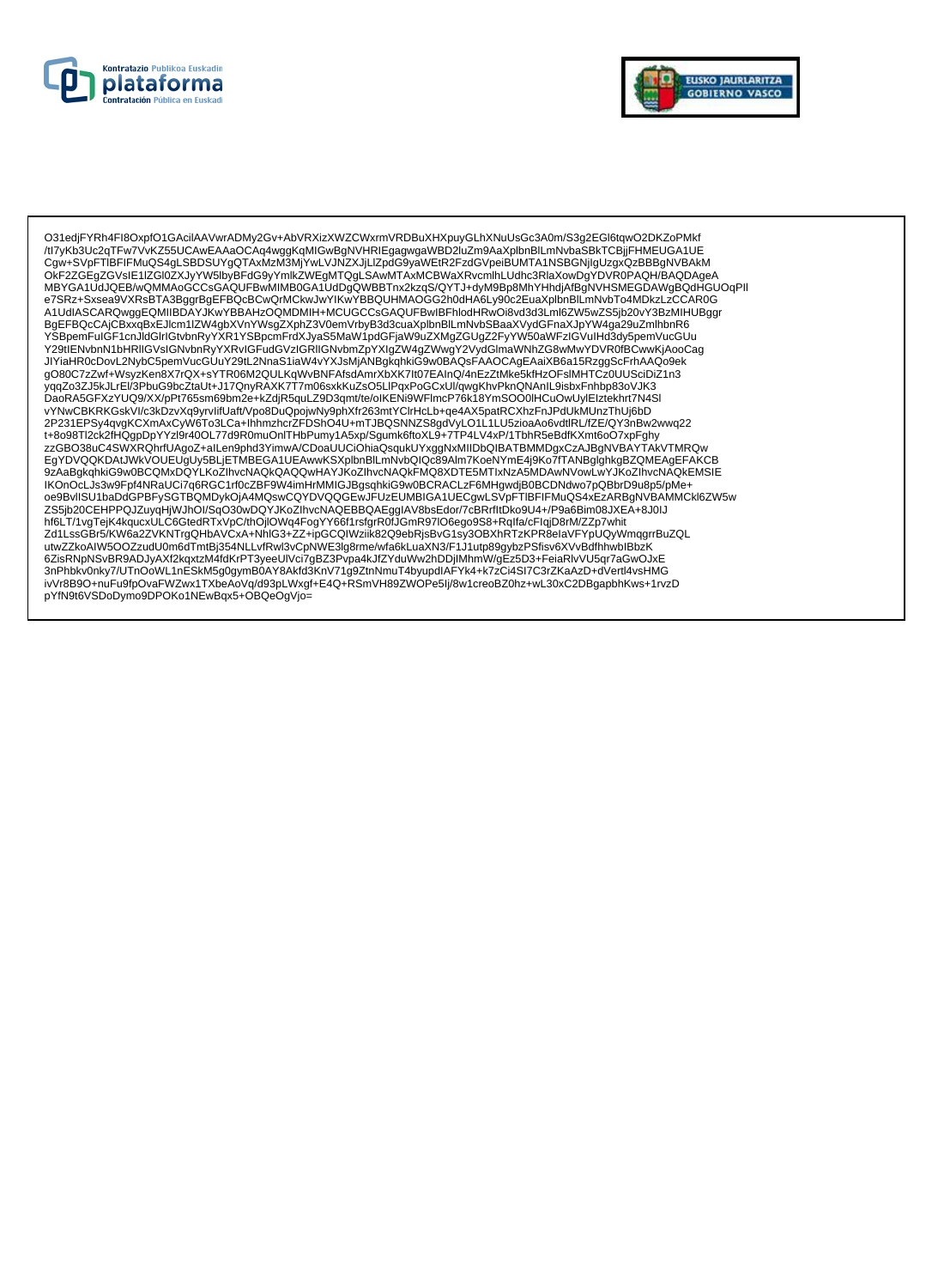O31edjFYRh4FI8OxpfO1GAcilAAVwrADMy2Gv+AbVRXizXWZCWxrmVRDBuXHXpuyGLhXNuUsGc3A0m/S3g2EGl6tqwO2DKZoPMkf
/tI7yKb3Uc2qTFw7VvKZ55UCAwEAAaOCAq4wggKqMIGwBgNVHRIEgagwgaWBD2luZm9AaXplbnBlLmNvbaSBkTCBjjFHMEUGA1UE
Cgw+SVpFTlBFIFMuQS4gLSBDSUYgQTAxMzM3MjYwLVJNZXJjLlZpdG9yaWEtR2FzdGVpeiBUMTA1NSBGNjIgUzgxQzBBBgNVBAkM
OkF2ZGEgZGVsIE1lZGl0ZXJyYW5lbyBFdG9yYmlkZWEgMTQgLSAwMTAxMCBWaXRvcmlhLUdhc3RlaXowDgYDVR0PAQH/BAQDAgeA
MBYGA1UdJQEB/wQMMAoGCCsGAQUFBwMIMB0GA1UdDgQWBBTnx2kzqS/QYTJ+dyM9Bp8MhYHhdjAfBgNVHSMEGDAWgBQdHGUOqPlI
e7SRz+Sxsea9VXRsBTA3BggrBgEFBQcBCwQrMCkwJwYIKwYBBQUHMAOGG2h0dHA6Ly90c2EuaXplbnBlLmNvbTo4MDkzLzCCAR0G
A1UdIASCARQwggEQMIIBDAYJKwYBBAHzOQMDMIH+MCUGCCsGAQUFBwIBFhlodHRwOi8vd3d3Lml6ZW5wZS5jb20vY3BzMIHUBggr
BgEFBQcCAjCBxxqBxEJlcm1lZW4gbXVnYWsgZXphZ3V0emVrbyB3d3cuaXplbnBlLmNvbSBaaXVydGFnaXJpYW4ga29uZmlhbnR6
YSBpemFuIGF1cnJldGlrIGtvbnRyYXR1YSBpcmFrdXJyaS5MaW1pdGFjaW9uZXMgZGUgZ2FyYW50aWFzIGVuIHd3dy5pemVucGUu
Y29tIENvbnN1bHRlIGVsIGNvbnRyYXRvIGFudGVzIGRlIGNvbmZpYXIgZW4gZWwgY2VydGlmaWNhZG8wMwYDVR0fBCwwKjAooCag
JIYiaHR0cDovL2NybC5pemVucGUuY29tL2NnaS1iaW4vYXJsMjANBgkqhkiG9w0BAQsFAAOCAgEAaiXB6a15RzggScFrhAAQo9ek
gO80C7zZwf+WsyzKen8X7rQX+sYTR06M2QULKqWvBNFAfsdAmrXbXK7lt07EAInQ/4nEzZtMke5kfHzOFslMHTCz0UUSciDiZ1n3
yqqZo3ZJ5kJLrEl/3PbuG9bcZtaUt+J17QnyRAXK7T7m06sxkKuZsO5LlPqxPoGCxUl/qwgKhvPknQNAnIL9isbxFnhbp83oVJK3
DaoRA5GFXzYUQ9/XX/pPt765sm69bm2e+kZdjR5quLZ9D3qmt/te/oIKENi9WFlmcP76k18YmSOO0lHCuOwUylElztekhrt7N4Sl
vYNwCBKRKGskVl/c3kDzvXq9yrvIifUaft/Vpo8DuQpojwNy9phXfr263mtYClrHcLb+qe4AX5patRCXhzFnJPdUkMUnzThUj6bD
2P231EPSy4qvgKCXmAxCyW6To3LCa+IhhmzhcrZFDShO4U+mTJBQSNNZS8gdVyLO1L1LU5zioaAo6vdtlRL/fZE/QY3nBw2wwq22
t+8o98Tl2ck2fHQgpDpYYzl9r40OL77d9R0muOnlTHbPumy1A5xp/Sgumk6ftoXL9+7TP4LV4xP/1TbhR5eBdfKXmt6oO7xpFghy
zzGBO38uC4SWXRQhrfUAgoZ+aILen9phd3YimwA/CDoaUUCiOhiaQsqukUYxggNxMIIDbQIBATBMMDgxCzAJBgNVBAYTAkVTMRQw
EgYDVQQKDAtJWkVOUEUgUy5BLjETMBEGA1UEAwwKSXplbnBlLmNvbQIQc89Alm7KoeNYmE4j9Ko7fTANBglghkgBZQMEAgEFAKCB
9zAaBgkqhkiG9w0BCQMxDQYLKoZIhvcNAQkQAQQwHAYJKoZIhvcNAQkFMQ8XDTE5MTIxNzA5MDAwNVowLwYJKoZIhvcNAQkEMSIE
IKOnOcLJs3w9Fpf4NRaUCi7q6RGC1rf0cZBF9W4imHrMMIGJBgsqhkiG9w0BCRACLzF6MHgwdjB0BCDNdwo7pQBbrD9u8p5/pMe+
oe9BvlISU1baDdGPBFySGTBQMDykOjA4MQswCQYDVQQGEwJFUzEUMBIGA1UECgwLSVpFTlBFIFMuQS4xEzARBgNVBAMMCkl6ZW5w
ZS5jb20CEHPPQJZuyqHjWJhOI/SqO30wDQYJKoZIhvcNAQEBBQAEggIAV8bsEdor/7cBRrfItDko9U4+/P9a6Bim08JXEA+8J0IJ
hf6LT/1vgTejK4kqucxULC6GtedRTxVpC/thOjlOWq4FogYY66f1rsfgrR0fJGmR97lO6ego9S8+RqIfa/cFIqjD8rM/ZZp7whit
Zd1LssGBr5/KW6a2ZVKNTrgQHbAVCxA+NhlG3+ZZ+ipGCQIWziik82Q9ebRjsBvG1sy3OBXhRTzKPR8eIaVFYpUQyWmqgrrBuZQL
utwZZkoAIW5OOZzudU0m6dTmtBj354NLLvfRwl3vCpNWE3lg8rme/wfa6kLuaXN3/F1J1utp89gybzPSfisv6XVvBdfhhwbIBbzK
6ZisRNpNSvBR9ADJyAXf2kqxtzM4fdKrPT3yeeUlVci7gBZ3Pvpa4kJfZYduWw2hDDjlMhmW/gEz5D3+FeiaRlvVU5qr7aGwOJxE
3nPhbkv0nky7/UTnOoWL1nESkM5g0gymB0AY8Akfd3KnV71g9ZtnNmuT4byupdIAFYk4+k7zCi4SI7C3rZKaAzD+dVertl4vsHMG
ivVr8B9O+nuFu9fpOvaFWZwx1TXbeAoVq/d93pLWxgf+E4Q+RSmVH89ZWOPe5Ij/8w1creoBZ0hz+wL30xC2DBgapbhKws+1rvzD
pYfN9t6VSDoDymo9DPOKo1NEwBqx5+OBQeOgVjo=